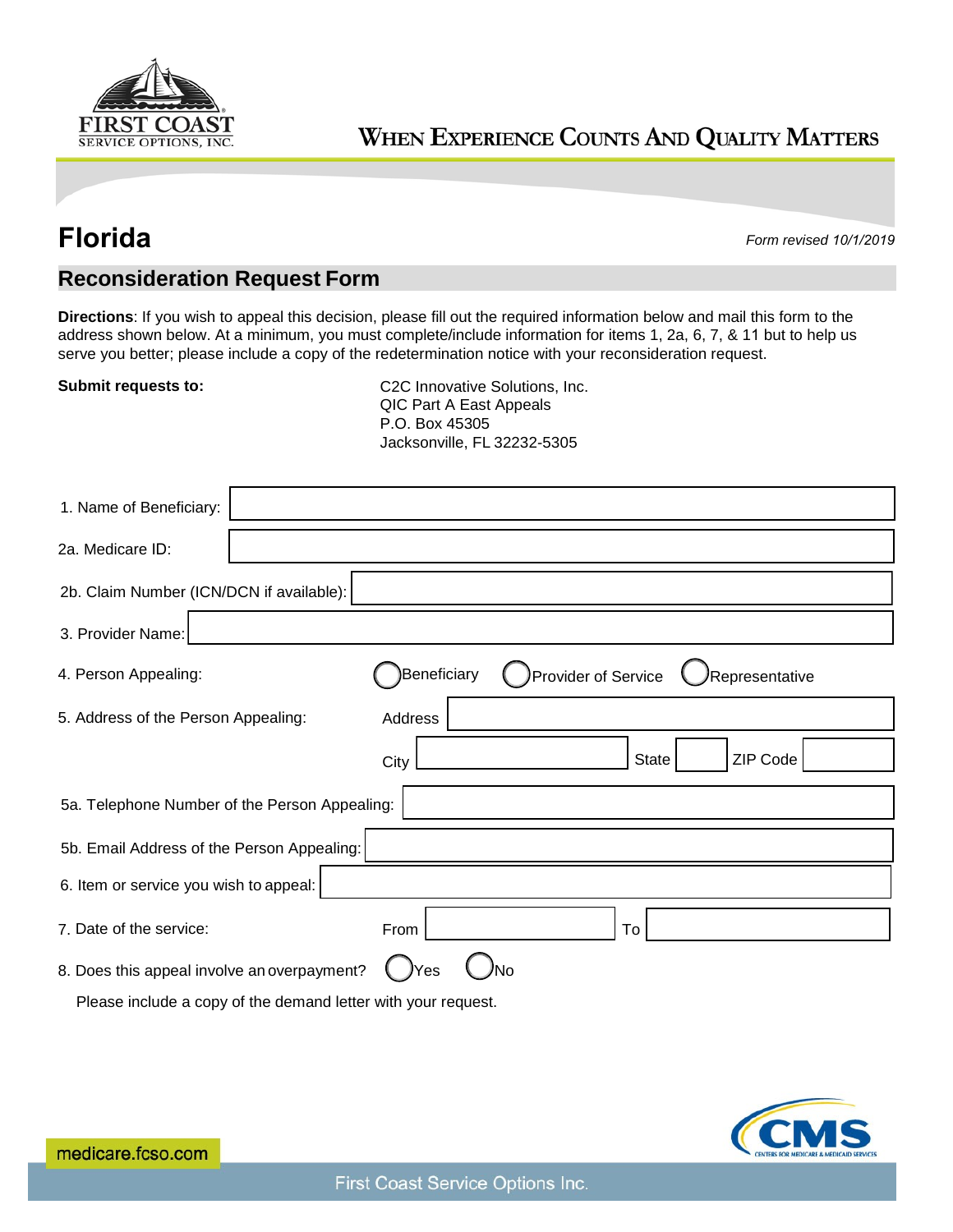FIRST COAST SERVICE OPTIONS, INC.

WHEN EXPERIENCE COUNTS AND QUALITY MATTERS

# Florida

*Form revised 10/1/2019*

## Reconsideration Request Form

**Directions**: If you wish to appeal this decision, please fill out the required information below and mail this form to the address shown below. At a minimum, you must complete/include information for items 1, 2a, 6, 7, & 11 but to help us serve you better; please include a copy of the redetermination notice with your reconsideration request.

**Submit requests to:**

C2C Innovative Solutions, Inc.
QIC Part A East Appeals
P.O. Box 45305
Jacksonville, FL 32232-5305

1. Name of Beneficiary: \_\_\_\_\_\_\_\_\_\_

2a. Medicare ID: \_\_\_\_\_\_\_\_\_\_

2b. Claim Number (ICN/DCN if available): \_\_\_\_\_\_\_\_\_\_

3. Provider Name: \_\_\_\_\_\_\_\_\_\_

4. Person Appealing: ◯ Beneficiary ◯ Provider of Service ◯ Representative

5. Address of the Person Appealing: Address \_\_\_\_\_\_\_\_\_\_

City \_\_\_\_\_\_\_\_\_\_ State \_\_\_\_ ZIP Code \_\_\_\_\_\_

5a. Telephone Number of the Person Appealing: \_\_\_\_\_\_\_\_\_\_

5b. Email Address of the Person Appealing: \_\_\_\_\_\_\_\_\_\_

6. Item or service you wish to appeal: \_\_\_\_\_\_\_\_\_\_

7. Date of the service: From \_\_\_\_\_\_\_\_\_\_ To \_\_\_\_\_\_\_\_\_\_

8. Does this appeal involve an overpayment? ◯ Yes ◯ No

Please include a copy of the demand letter with your request.

medicare.fcso.com

First Coast Service Options Inc.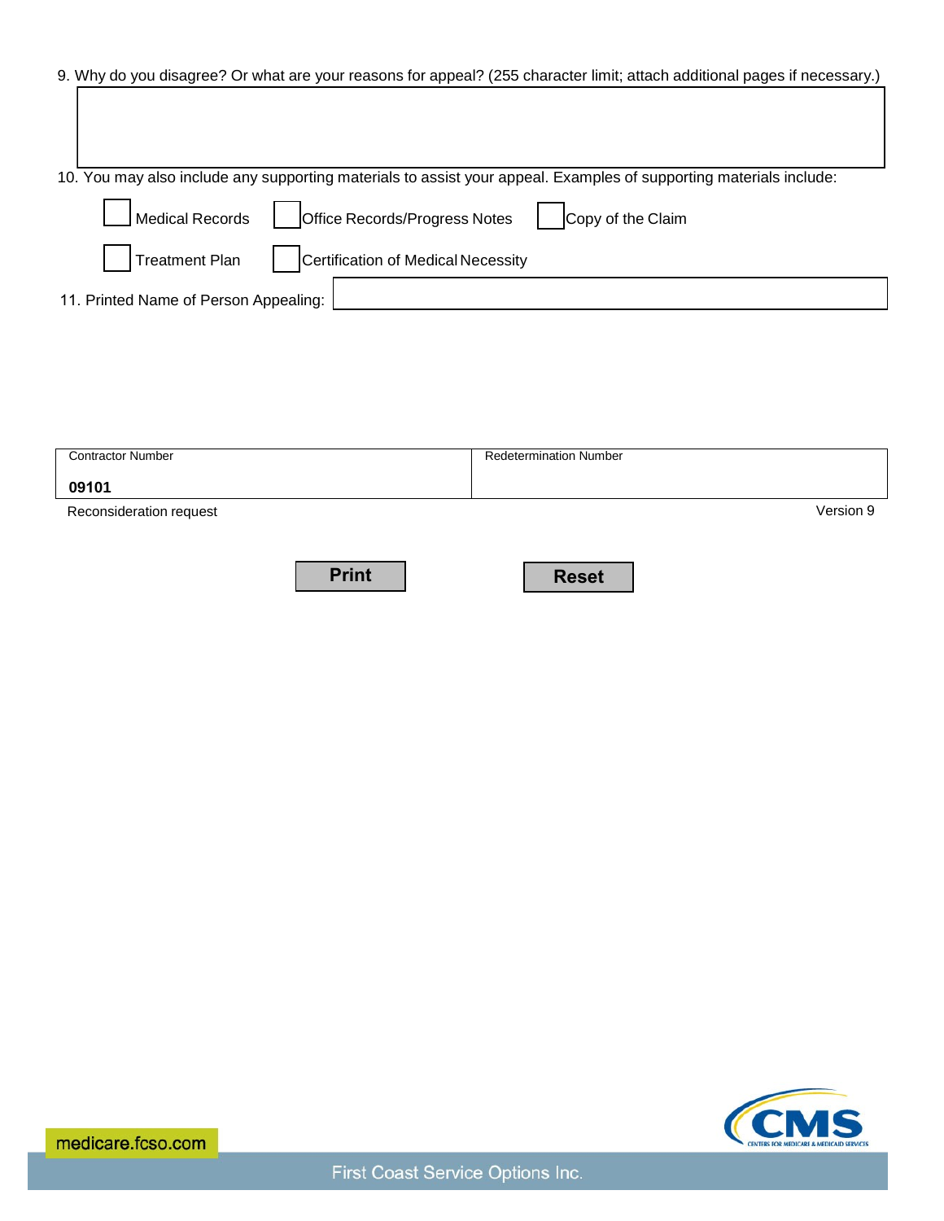9. Why do you disagree? Or what are your reasons for appeal? (255 character limit; attach additional pages if necessary.)

10. You may also include any supporting materials to assist your appeal. Examples of supporting materials include:

- [ ] Medical Records
- [ ] Office Records/Progress Notes
- [ ] Copy of the Claim
- [ ] Treatment Plan
- [ ] Certification of Medical Necessity

11. Printed Name of Person Appealing:

| Contractor Number | Redetermination Number |
|---|---|
| **09101** | |

Reconsideration request

Version 9

Print

Reset

medicare.fcso.com

First Coast Service Options Inc.